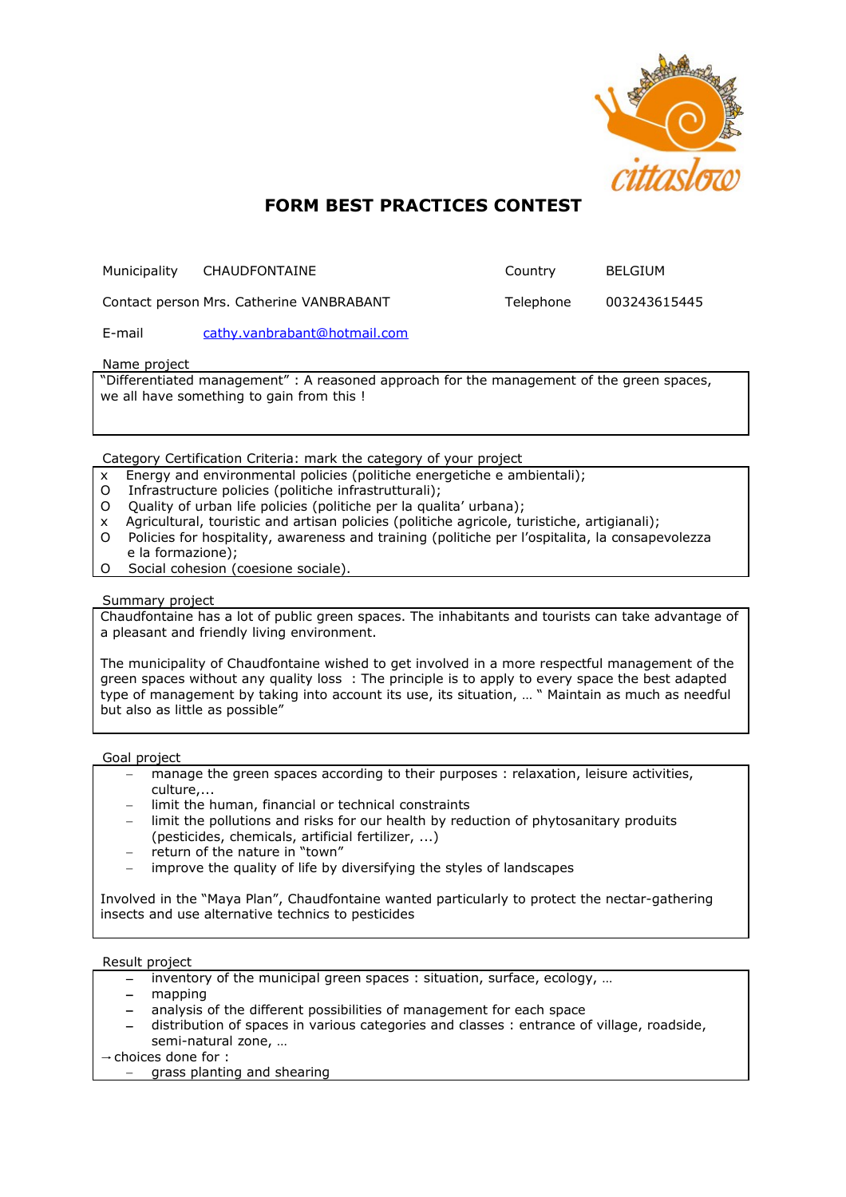# FORM BEST PRACTICES CONTEST

| | | | |
|---|---|---|---|
| Municipality | CHAUDFONTAINE | Country | BELGIUM |
| Contact person | Mrs. Catherine VANBRABANT | Telephone | 003243615445 |
| E-mail | cathy.vanbrabant@hotmail.com | | |

**Name project**

"Differentiated management" : A reasoned approach for the management of the green spaces, we all have something to gain from this !

**Category Certification Criteria: mark the category of your project**

- x Energy and environmental policies (politiche energetiche e ambientali);
- O Infrastructure policies (politiche infrastrutturali);
- O Quality of urban life policies (politiche per la qualita' urbana);
- x Agricultural, touristic and artisan policies (politiche agricole, turistiche, artigianali);
- O Policies for hospitality, awareness and training (politiche per l'ospitalita, la consapevolezza e la formazione);
- O Social cohesion (coesione sociale).

**Summary project**

Chaudfontaine has a lot of public green spaces. The inhabitants and tourists can take advantage of a pleasant and friendly living environment.

The municipality of Chaudfontaine wished to get involved in a more respectful management of the green spaces without any quality loss : The principle is to apply to every space the best adapted type of management by taking into account its use, its situation, … " Maintain as much as needful but also as little as possible"

**Goal project**

- manage the green spaces according to their purposes : relaxation, leisure activities, culture,...
- limit the human, financial or technical constraints
- limit the pollutions and risks for our health by reduction of phytosanitary produits (pesticides, chemicals, artificial fertilizer, ...)
- return of the nature in "town"
- improve the quality of life by diversifying the styles of landscapes

Involved in the "Maya Plan", Chaudfontaine wanted particularly to protect the nectar-gathering insects and use alternative technics to pesticides

**Result project**

- inventory of the municipal green spaces : situation, surface, ecology, …
- mapping
- analysis of the different possibilities of management for each space
- distribution of spaces in various categories and classes : entrance of village, roadside, semi-natural zone, …

→ choices done for :

- grass planting and shearing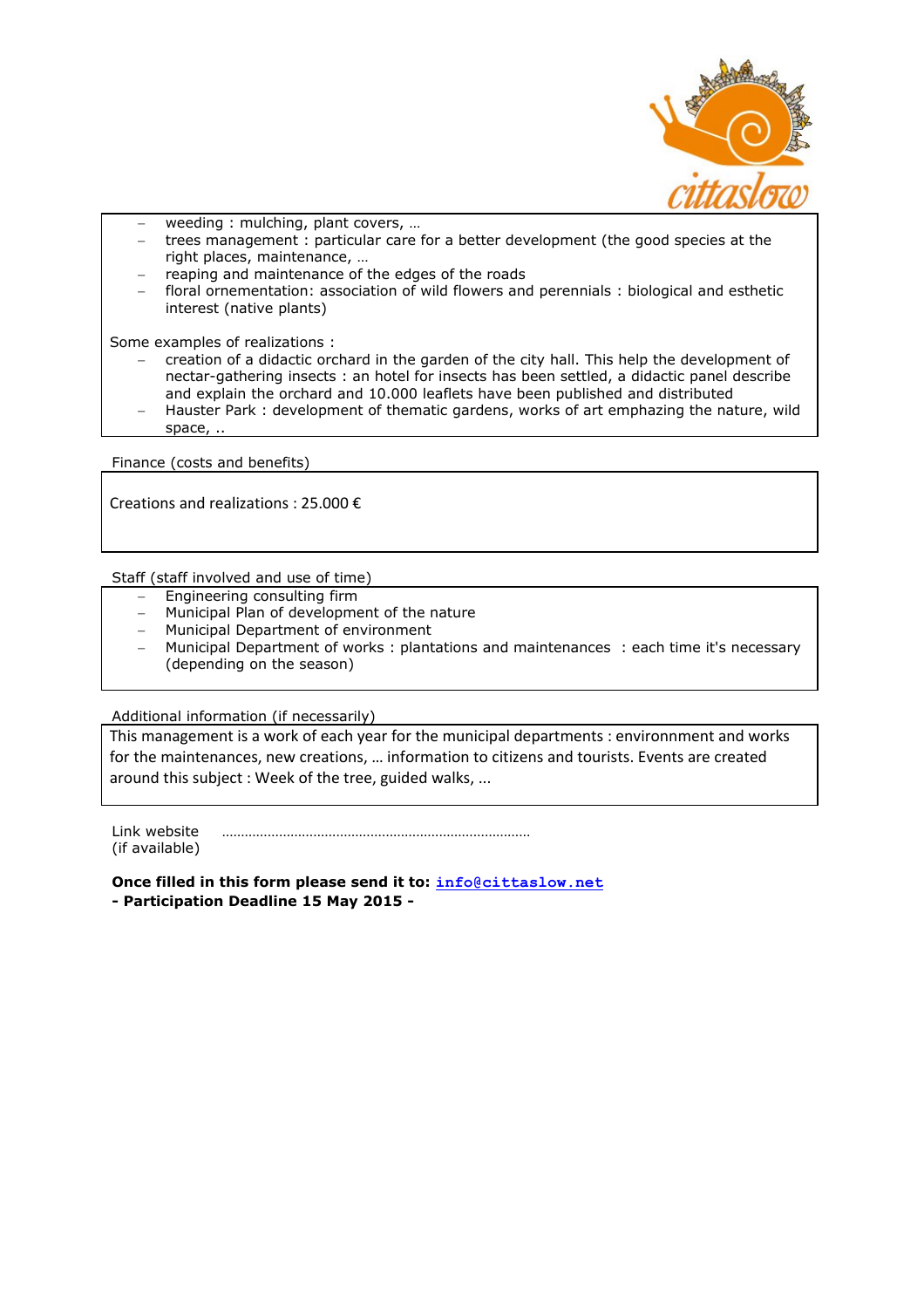- weeding : mulching, plant covers, …
- trees management : particular care for a better development (the good species at the right places, maintenance, …
- reaping and maintenance of the edges of the roads
- floral ornementation: association of wild flowers and perennials : biological and esthetic interest (native plants)

Some examples of realizations :

- creation of a didactic orchard in the garden of the city hall. This help the development of nectar-gathering insects : an hotel for insects has been settled, a didactic panel describe and explain the orchard and 10.000 leaflets have been published and distributed
- Hauster Park : development of thematic gardens, works of art emphazing the nature, wild space, ..

Finance (costs and benefits)

Creations and realizations : 25.000 €

Staff (staff involved and use of time)

- Engineering consulting firm
- Municipal Plan of development of the nature
- Municipal Department of environment
- Municipal Department of works : plantations and maintenances : each time it's necessary (depending on the season)

Additional information (if necessarily)

This management is a work of each year for the municipal departments : environnment and works for the maintenances, new creations, … information to citizens and tourists. Events are created around this subject : Week of the tree, guided walks, ...

Link website ………………………………………………………………………
(if available)

**Once filled in this form please send it to: info@cittaslow.net**
**- Participation Deadline 15 May 2015 -**